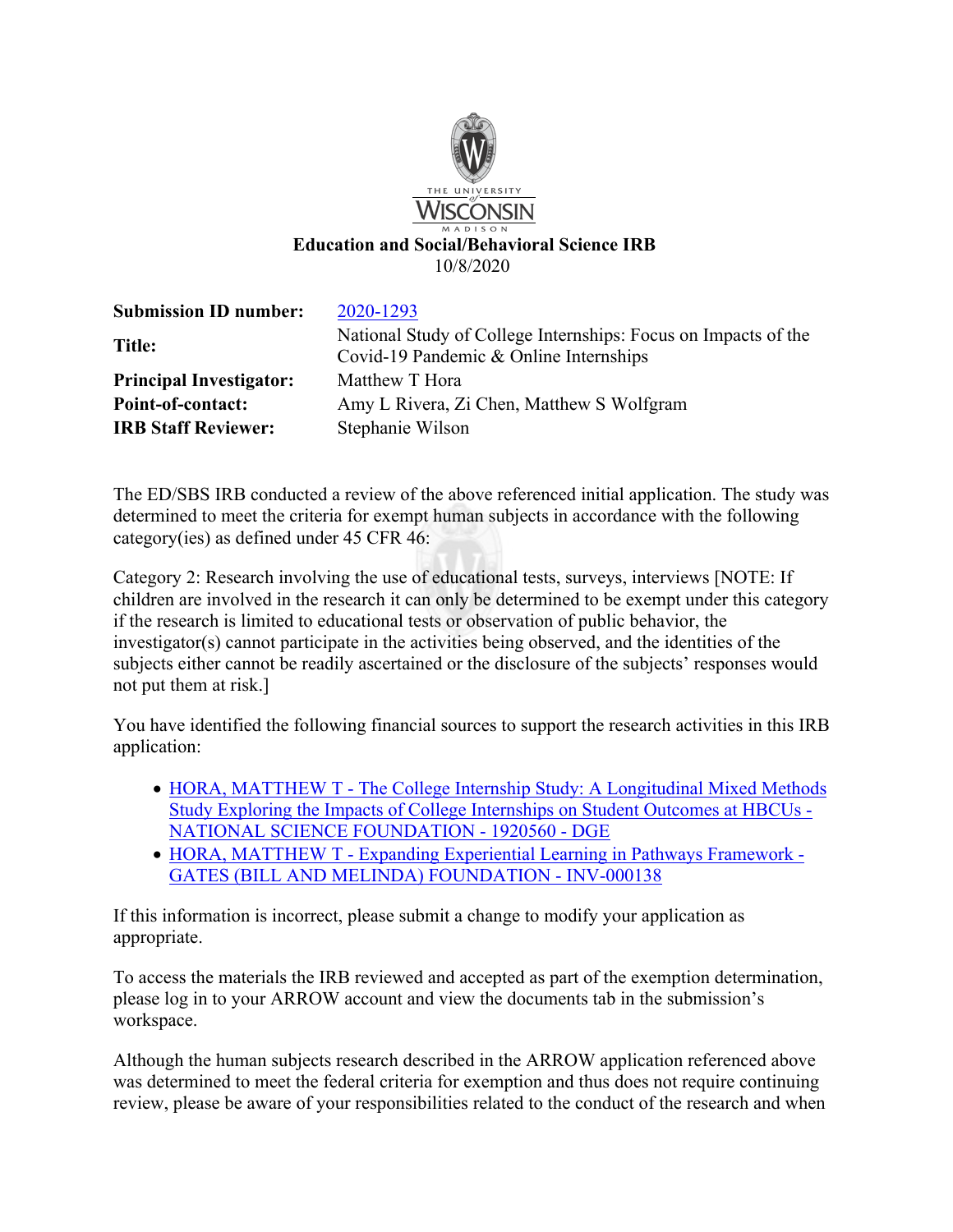THE UNIVERSITY of WISCONSIN MADISON

**Education and Social/Behavioral Science IRB**
10/8/2020

| | |
|---|---|
| **Submission ID number:** | 2020-1293 |
| **Title:** | National Study of College Internships: Focus on Impacts of the Covid-19 Pandemic & Online Internships |
| **Principal Investigator:** | Matthew T Hora |
| **Point-of-contact:** | Amy L Rivera, Zi Chen, Matthew S Wolfgram |
| **IRB Staff Reviewer:** | Stephanie Wilson |

The ED/SBS IRB conducted a review of the above referenced initial application. The study was determined to meet the criteria for exempt human subjects in accordance with the following category(ies) as defined under 45 CFR 46:

Category 2: Research involving the use of educational tests, surveys, interviews [NOTE: If children are involved in the research it can only be determined to be exempt under this category if the research is limited to educational tests or observation of public behavior, the investigator(s) cannot participate in the activities being observed, and the identities of the subjects either cannot be readily ascertained or the disclosure of the subjects' responses would not put them at risk.]

You have identified the following financial sources to support the research activities in this IRB application:

- HORA, MATTHEW T - The College Internship Study: A Longitudinal Mixed Methods Study Exploring the Impacts of College Internships on Student Outcomes at HBCUs - NATIONAL SCIENCE FOUNDATION - 1920560 - DGE
- HORA, MATTHEW T - Expanding Experiential Learning in Pathways Framework - GATES (BILL AND MELINDA) FOUNDATION - INV-000138

If this information is incorrect, please submit a change to modify your application as appropriate.

To access the materials the IRB reviewed and accepted as part of the exemption determination, please log in to your ARROW account and view the documents tab in the submission's workspace.

Although the human subjects research described in the ARROW application referenced above was determined to meet the federal criteria for exemption and thus does not require continuing review, please be aware of your responsibilities related to the conduct of the research and when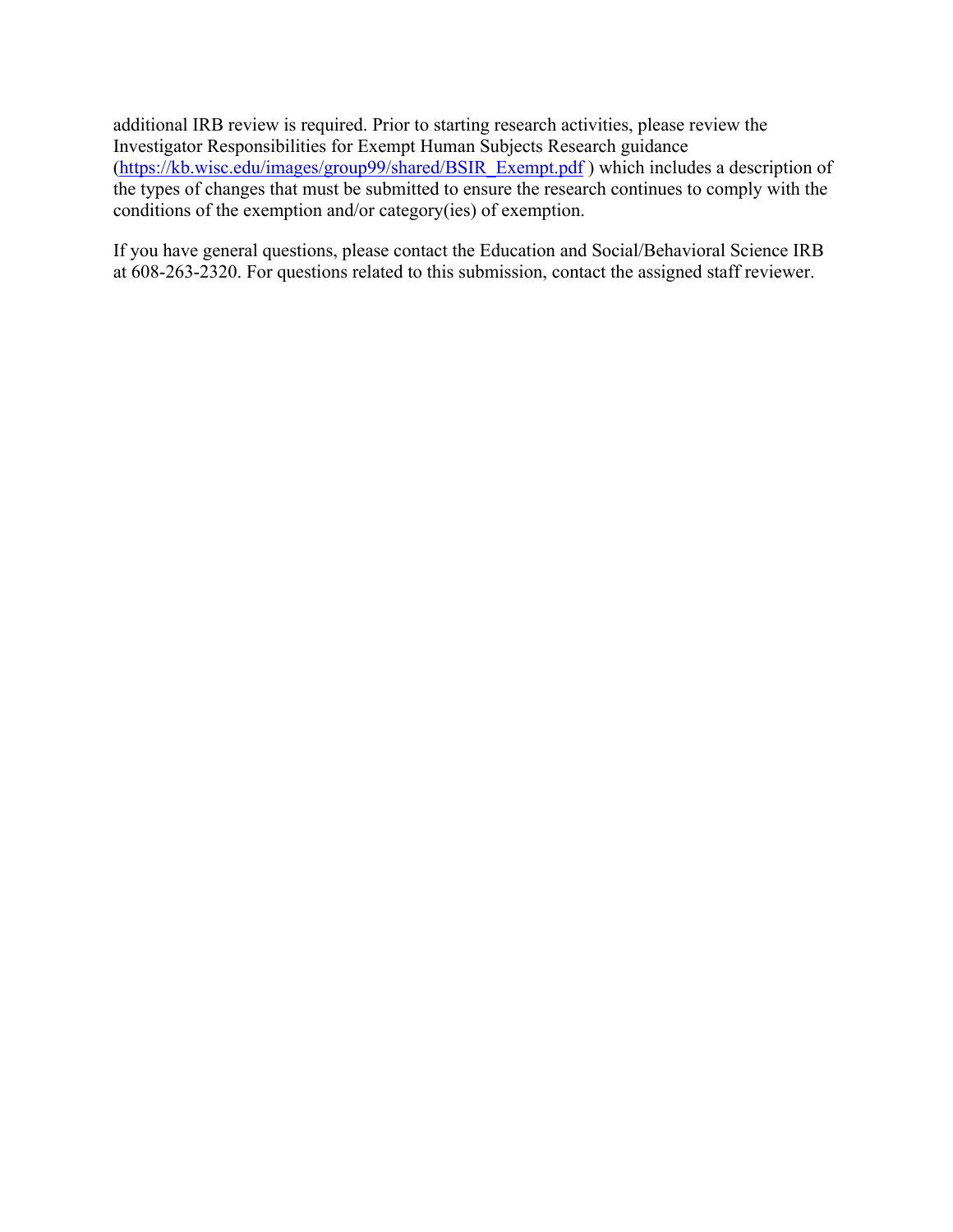additional IRB review is required. Prior to starting research activities, please review the Investigator Responsibilities for Exempt Human Subjects Research guidance (https://kb.wisc.edu/images/group99/shared/BSIR_Exempt.pdf ) which includes a description of the types of changes that must be submitted to ensure the research continues to comply with the conditions of the exemption and/or category(ies) of exemption.

If you have general questions, please contact the Education and Social/Behavioral Science IRB at 608-263-2320. For questions related to this submission, contact the assigned staff reviewer.